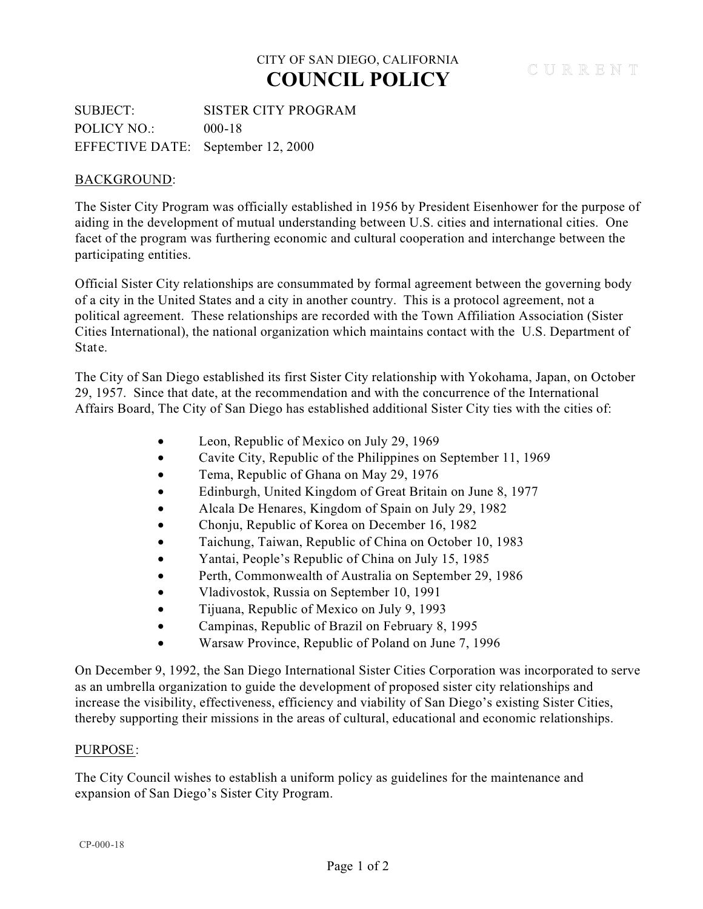CITY OF SAN DIEGO, CALIFORNIA

# COUNCIL POLICY

CURRENT

SUBJECT: SISTER CITY PROGRAM
POLICY NO.: 000-18
EFFECTIVE DATE: September 12, 2000

## BACKGROUND:

The Sister City Program was officially established in 1956 by President Eisenhower for the purpose of aiding in the development of mutual understanding between U.S. cities and international cities. One facet of the program was furthering economic and cultural cooperation and interchange between the participating entities.

Official Sister City relationships are consummated by formal agreement between the governing body of a city in the United States and a city in another country. This is a protocol agreement, not a political agreement. These relationships are recorded with the Town Affiliation Association (Sister Cities International), the national organization which maintains contact with the U.S. Department of State.

The City of San Diego established its first Sister City relationship with Yokohama, Japan, on October 29, 1957. Since that date, at the recommendation and with the concurrence of the International Affairs Board, The City of San Diego has established additional Sister City ties with the cities of:

- Leon, Republic of Mexico on July 29, 1969
- Cavite City, Republic of the Philippines on September 11, 1969
- Tema, Republic of Ghana on May 29, 1976
- Edinburgh, United Kingdom of Great Britain on June 8, 1977
- Alcala De Henares, Kingdom of Spain on July 29, 1982
- Chonju, Republic of Korea on December 16, 1982
- Taichung, Taiwan, Republic of China on October 10, 1983
- Yantai, People's Republic of China on July 15, 1985
- Perth, Commonwealth of Australia on September 29, 1986
- Vladivostok, Russia on September 10, 1991
- Tijuana, Republic of Mexico on July 9, 1993
- Campinas, Republic of Brazil on February 8, 1995
- Warsaw Province, Republic of Poland on June 7, 1996

On December 9, 1992, the San Diego International Sister Cities Corporation was incorporated to serve as an umbrella organization to guide the development of proposed sister city relationships and increase the visibility, effectiveness, efficiency and viability of San Diego's existing Sister Cities, thereby supporting their missions in the areas of cultural, educational and economic relationships.

## PURPOSE:

The City Council wishes to establish a uniform policy as guidelines for the maintenance and expansion of San Diego's Sister City Program.

CP-000-18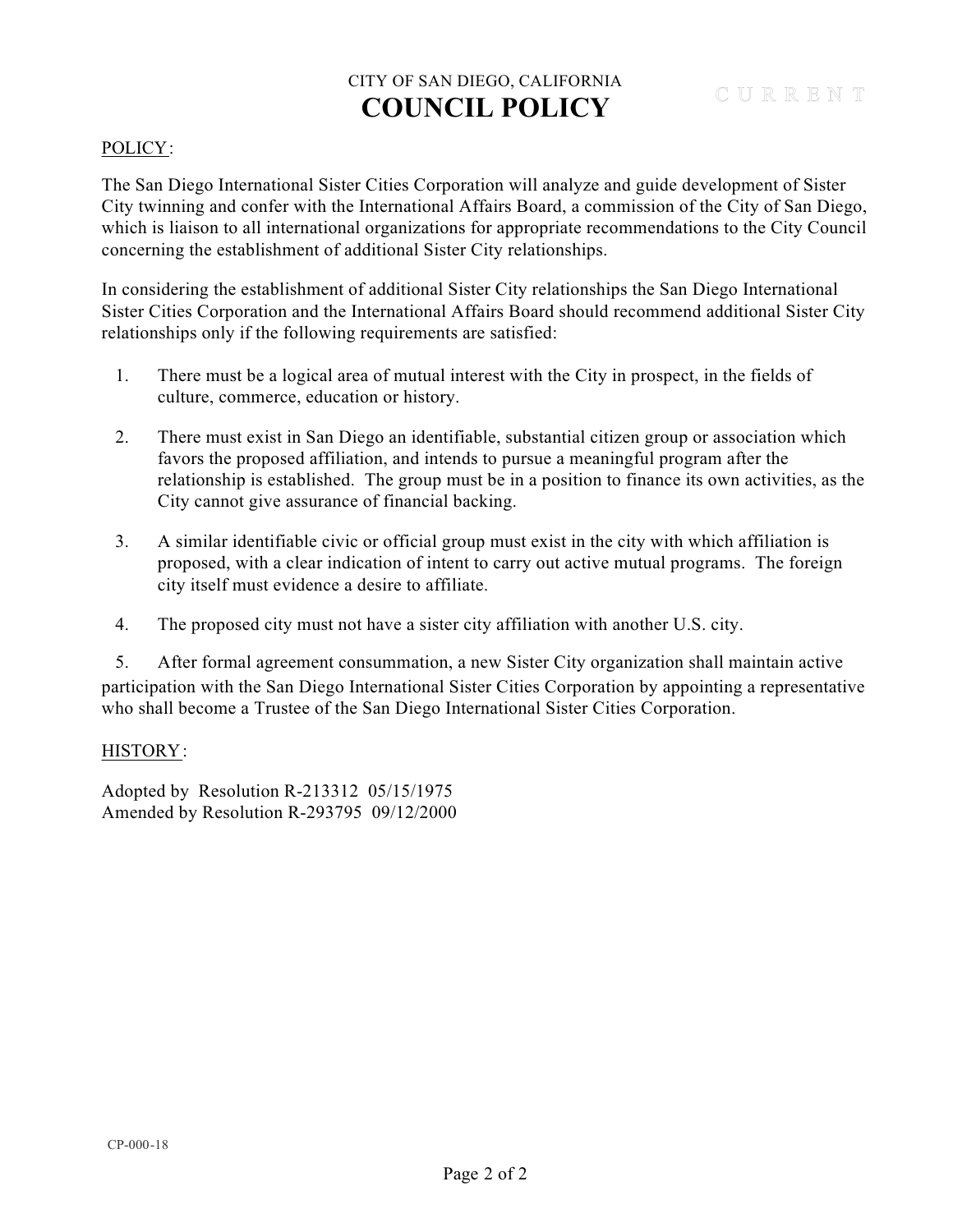CITY OF SAN DIEGO, CALIFORNIA

# COUNCIL POLICY

CURRENT

POLICY:

The San Diego International Sister Cities Corporation will analyze and guide development of Sister City twinning and confer with the International Affairs Board, a commission of the City of San Diego, which is liaison to all international organizations for appropriate recommendations to the City Council concerning the establishment of additional Sister City relationships.

In considering the establishment of additional Sister City relationships the San Diego International Sister Cities Corporation and the International Affairs Board should recommend additional Sister City relationships only if the following requirements are satisfied:

1. There must be a logical area of mutual interest with the City in prospect, in the fields of culture, commerce, education or history.

2. There must exist in San Diego an identifiable, substantial citizen group or association which favors the proposed affiliation, and intends to pursue a meaningful program after the relationship is established. The group must be in a position to finance its own activities, as the City cannot give assurance of financial backing.

3. A similar identifiable civic or official group must exist in the city with which affiliation is proposed, with a clear indication of intent to carry out active mutual programs. The foreign city itself must evidence a desire to affiliate.

4. The proposed city must not have a sister city affiliation with another U.S. city.

5. After formal agreement consummation, a new Sister City organization shall maintain active participation with the San Diego International Sister Cities Corporation by appointing a representative who shall become a Trustee of the San Diego International Sister Cities Corporation.

HISTORY:

Adopted by Resolution R-213312 05/15/1975
Amended by Resolution R-293795 09/12/2000

CP-000-18